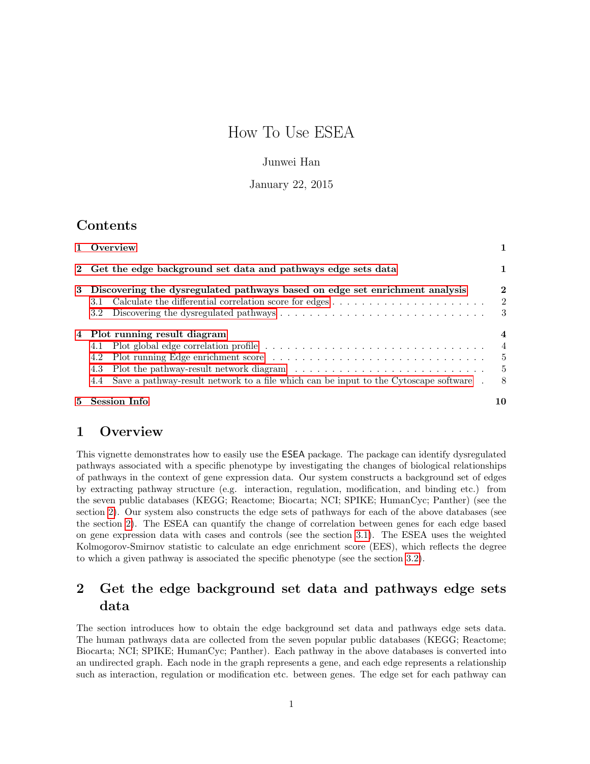# How To Use ESEA

Junwei Han

January 22, 2015

## Contents

- 1 Overview — 1
- 2 Get the edge background set data and pathways edge sets data — 1
- 3 Discovering the dysregulated pathways based on edge set enrichment analysis — 2
  - 3.1 Calculate the differential correlation score for edges — 2
  - 3.2 Discovering the dysregulated pathways — 3
- 4 Plot running result diagram — 4
  - 4.1 Plot global edge correlation profile — 4
  - 4.2 Plot running Edge enrichment score — 5
  - 4.3 Plot the pathway-result network diagram — 5
  - 4.4 Save a pathway-result network to a file which can be input to the Cytoscape software — 8
- 5 Session Info — 10

## 1 Overview

This vignette demonstrates how to easily use the ESEA package. The package can identify dysregulated pathways associated with a specific phenotype by investigating the changes of biological relationships of pathways in the context of gene expression data. Our system constructs a background set of edges by extracting pathway structure (e.g. interaction, regulation, modification, and binding etc.) from the seven public databases (KEGG; Reactome; Biocarta; NCI; SPIKE; HumanCyc; Panther) (see the section 2). Our system also constructs the edge sets of pathways for each of the above databases (see the section 2). The ESEA can quantify the change of correlation between genes for each edge based on gene expression data with cases and controls (see the section 3.1). The ESEA uses the weighted Kolmogorov-Smirnov statistic to calculate an edge enrichment score (EES), which reflects the degree to which a given pathway is associated the specific phenotype (see the section 3.2).

## 2 Get the edge background set data and pathways edge sets data

The section introduces how to obtain the edge background set data and pathways edge sets data. The human pathways data are collected from the seven popular public databases (KEGG; Reactome; Biocarta; NCI; SPIKE; HumanCyc; Panther). Each pathway in the above databases is converted into an undirected graph. Each node in the graph represents a gene, and each edge represents a relationship such as interaction, regulation or modification etc. between genes. The edge set for each pathway can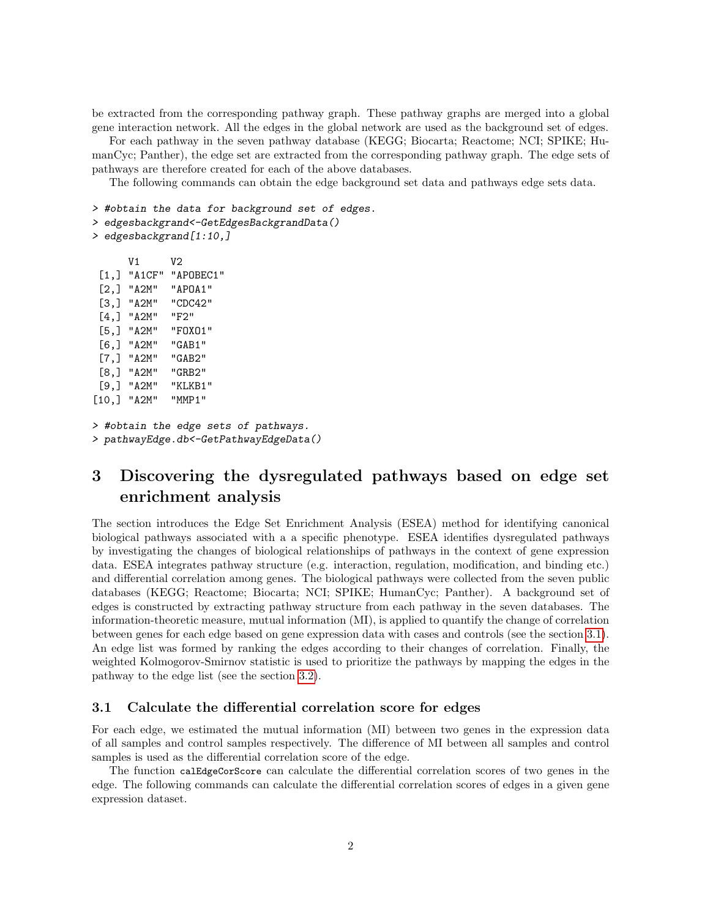be extracted from the corresponding pathway graph. These pathway graphs are merged into a global gene interaction network. All the edges in the global network are used as the background set of edges.

For each pathway in the seven pathway database (KEGG; Biocarta; Reactome; NCI; SPIKE; HumanCyc; Panther), the edge set are extracted from the corresponding pathway graph. The edge sets of pathways are therefore created for each of the above databases.

The following commands can obtain the edge background set data and pathways edge sets data.

```
> #obtain the data for background set of edges.
> edgesbackgrand<-GetEdgesBackgrandData()
> edgesbackgrand[1:10,]

      V1     V2
 [1,] "A1CF" "APOBEC1"
 [2,] "A2M"  "APOA1"
 [3,] "A2M"  "CDC42"
 [4,] "A2M"  "F2"
 [5,] "A2M"  "FOXO1"
 [6,] "A2M"  "GAB1"
 [7,] "A2M"  "GAB2"
 [8,] "A2M"  "GRB2"
 [9,] "A2M"  "KLKB1"
[10,] "A2M"  "MMP1"

> #obtain the edge sets of pathways.
> pathwayEdge.db<-GetPathwayEdgeData()
```

# 3 Discovering the dysregulated pathways based on edge set enrichment analysis

The section introduces the Edge Set Enrichment Analysis (ESEA) method for identifying canonical biological pathways associated with a a specific phenotype. ESEA identifies dysregulated pathways by investigating the changes of biological relationships of pathways in the context of gene expression data. ESEA integrates pathway structure (e.g. interaction, regulation, modification, and binding etc.) and differential correlation among genes. The biological pathways were collected from the seven public databases (KEGG; Reactome; Biocarta; NCI; SPIKE; HumanCyc; Panther). A background set of edges is constructed by extracting pathway structure from each pathway in the seven databases. The information-theoretic measure, mutual information (MI), is applied to quantify the change of correlation between genes for each edge based on gene expression data with cases and controls (see the section 3.1). An edge list was formed by ranking the edges according to their changes of correlation. Finally, the weighted Kolmogorov-Smirnov statistic is used to prioritize the pathways by mapping the edges in the pathway to the edge list (see the section 3.2).

## 3.1 Calculate the differential correlation score for edges

For each edge, we estimated the mutual information (MI) between two genes in the expression data of all samples and control samples respectively. The difference of MI between all samples and control samples is used as the differential correlation score of the edge.

The function `calEdgeCorScore` can calculate the differential correlation scores of two genes in the edge. The following commands can calculate the differential correlation scores of edges in a given gene expression dataset.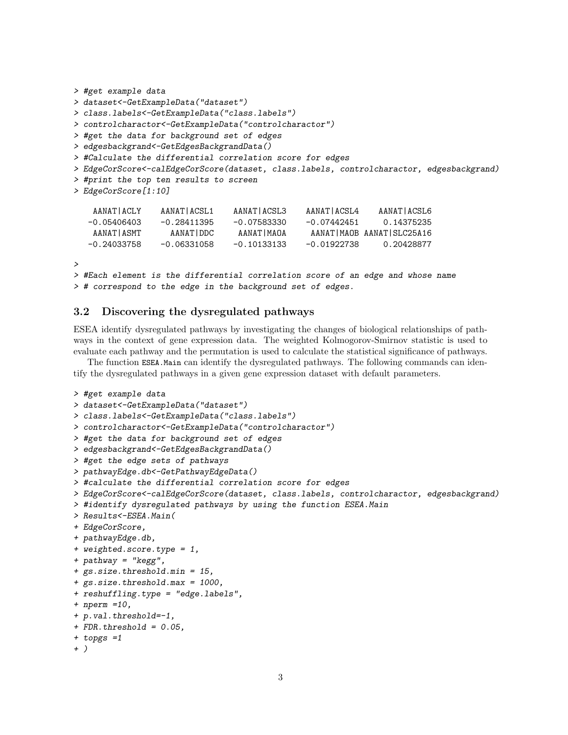```
> #get example data
> dataset<-GetExampleData("dataset")
> class.labels<-GetExampleData("class.labels")
> controlcharactor<-GetExampleData("controlcharactor")
> #get the data for background set of edges
> edgesbackgrand<-GetEdgesBackgrandData()
> #Calculate the differential correlation score for edges
> EdgeCorScore<-calEdgeCorScore(dataset, class.labels, controlcharactor, edgesbackgrand)
> #print the top ten results to screen
> EdgeCorScore[1:10]

   AANAT|ACLY    AANAT|ACSL1    AANAT|ACSL3    AANAT|ACSL4    AANAT|ACSL6
  -0.05406403    -0.28411395    -0.07583330    -0.07442451     0.14375235
   AANAT|ASMT      AANAT|DDC     AANAT|MAOA     AANAT|MAOB AANAT|SLC25A16
  -0.24033758    -0.06331058    -0.10133133    -0.01922738     0.20428877

>
> #Each element is the differential correlation score of an edge and whose name
> # correspond to the edge in the background set of edges.
```

## 3.2 Discovering the dysregulated pathways

ESEA identify dysregulated pathways by investigating the changes of biological relationships of pathways in the context of gene expression data. The weighted Kolmogorov-Smirnov statistic is used to evaluate each pathway and the permutation is used to calculate the statistical significance of pathways.

The function `ESEA.Main` can identify the dysregulated pathways. The following commands can identify the dysregulated pathways in a given gene expression dataset with default parameters.

```
> #get example data
> dataset<-GetExampleData("dataset")
> class.labels<-GetExampleData("class.labels")
> controlcharactor<-GetExampleData("controlcharactor")
> #get the data for background set of edges
> edgesbackgrand<-GetEdgesBackgrandData()
> #get the edge sets of pathways
> pathwayEdge.db<-GetPathwayEdgeData()
> #calculate the differential correlation score for edges
> EdgeCorScore<-calEdgeCorScore(dataset, class.labels, controlcharactor, edgesbackgrand)
> #identify dysregulated pathways by using the function ESEA.Main
> Results<-ESEA.Main(
+ EdgeCorScore,
+ pathwayEdge.db,
+ weighted.score.type = 1,
+ pathway = "kegg",
+ gs.size.threshold.min = 15,
+ gs.size.threshold.max = 1000,
+ reshuffling.type = "edge.labels",
+ nperm =10,
+ p.val.threshold=-1,
+ FDR.threshold = 0.05,
+ topgs =1
+ )
```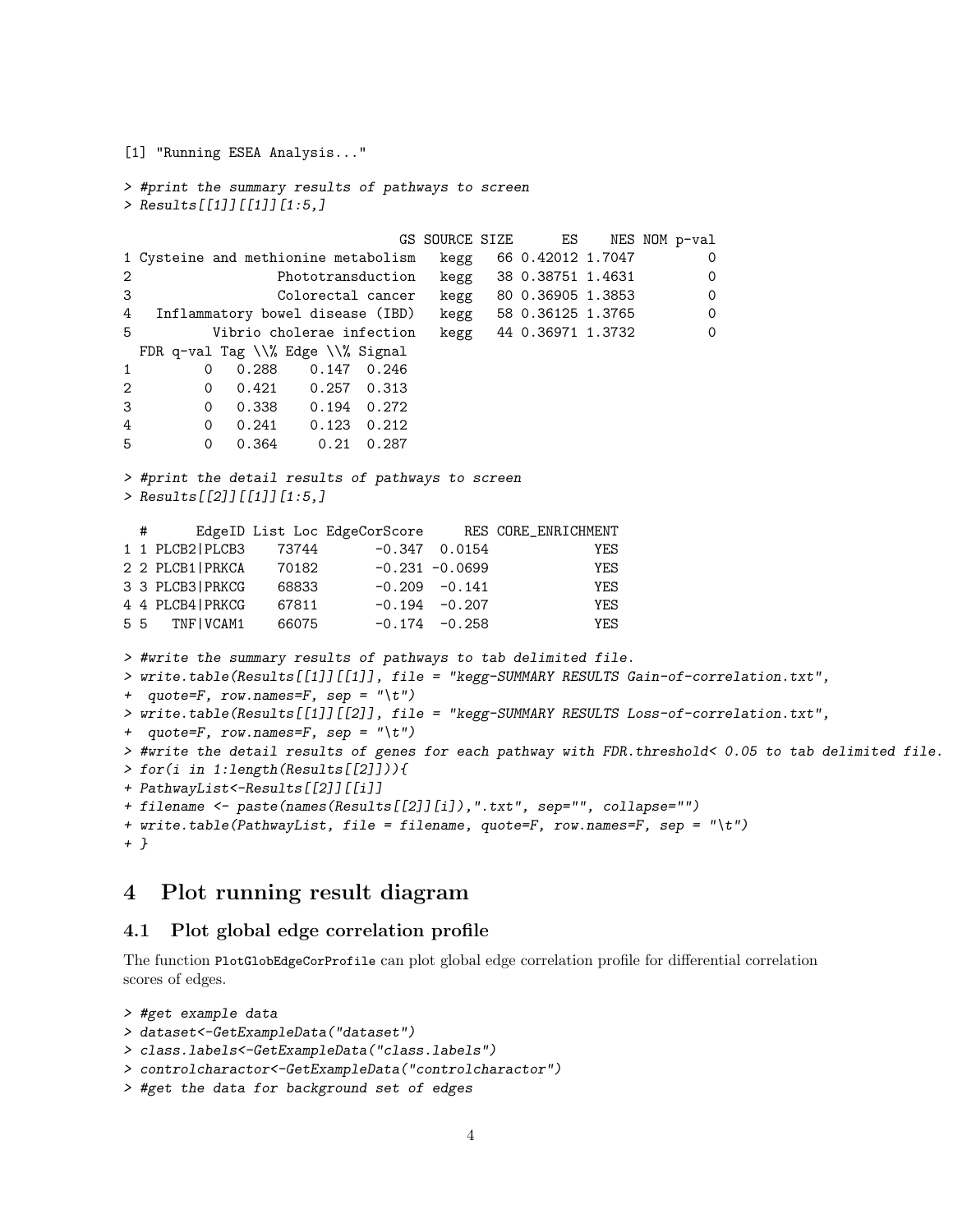```
[1] "Running ESEA Analysis..."
```

```
> #print the summary results of pathways to screen
> Results[[1]][[1]][1:5,]

                                 GS SOURCE SIZE      ES    NES NOM p-val
1 Cysteine and methionine metabolism   kegg   66 0.42012 1.7047         0
2                 Phototransduction   kegg   38 0.38751 1.4631         0
3                 Colorectal cancer   kegg   80 0.36905 1.3853         0
4   Inflammatory bowel disease (IBD)   kegg   58 0.36125 1.3765         0
5           Vibrio cholerae infection   kegg   44 0.36971 1.3732         0
  FDR q-val Tag \\% Edge \\% Signal
1         0   0.288    0.147  0.246
2         0   0.421    0.257  0.313
3         0   0.338    0.194  0.272
4         0   0.241    0.123  0.212
5         0   0.364     0.21  0.287
```

```
> #print the detail results of pathways to screen
> Results[[2]][[1]][1:5,]

  #      EdgeID List Loc EdgeCorScore     RES CORE_ENRICHMENT
1 1 PLCB2|PLCB3    73744       -0.347  0.0154             YES
2 2 PLCB1|PRKCA    70182       -0.231 -0.0699             YES
3 3 PLCB3|PRKCG    68833       -0.209  -0.141             YES
4 4 PLCB4|PRKCG    67811       -0.194  -0.207             YES
5 5   TNF|VCAM1    66075       -0.174  -0.258             YES
```

```
> #write the summary results of pathways to tab delimited file.
> write.table(Results[[1]][[1]], file = "kegg-SUMMARY RESULTS Gain-of-correlation.txt",
+  quote=F, row.names=F, sep = "\t")
> write.table(Results[[1]][[2]], file = "kegg-SUMMARY RESULTS Loss-of-correlation.txt",
+  quote=F, row.names=F, sep = "\t")
> #write the detail results of genes for each pathway with FDR.threshold< 0.05 to tab delimited file.
> for(i in 1:length(Results[[2]])){
+ PathwayList<-Results[[2]][[i]]
+ filename <- paste(names(Results[[2]][i]),".txt", sep="", collapse="")
+ write.table(PathwayList, file = filename, quote=F, row.names=F, sep = "\t")
+ }
```

# 4 Plot running result diagram

## 4.1 Plot global edge correlation profile

The function `PlotGlobEdgeCorProfile` can plot global edge correlation profile for differential correlation scores of edges.

```
> #get example data
> dataset<-GetExampleData("dataset")
> class.labels<-GetExampleData("class.labels")
> controlcharactor<-GetExampleData("controlcharactor")
> #get the data for background set of edges
```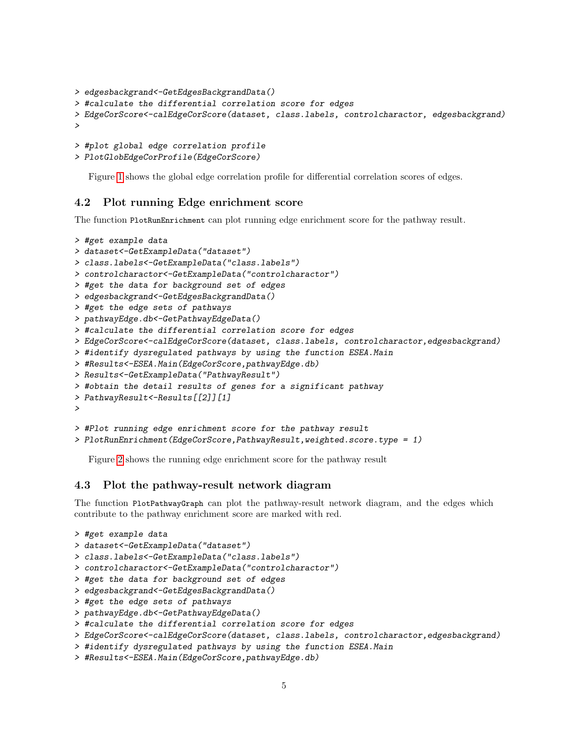```
> edgesbackgrand<-GetEdgesBackgrandData()
> #calculate the differential correlation score for edges
> EdgeCorScore<-calEdgeCorScore(dataset, class.labels, controlcharactor, edgesbackgrand)
>

> #plot global edge correlation profile
> PlotGlobEdgeCorProfile(EdgeCorScore)
```

Figure 1 shows the global edge correlation profile for differential correlation scores of edges.

### 4.2 Plot running Edge enrichment score

The function `PlotRunEnrichment` can plot running edge enrichment score for the pathway result.

```
> #get example data
> dataset<-GetExampleData("dataset")
> class.labels<-GetExampleData("class.labels")
> controlcharactor<-GetExampleData("controlcharactor")
> #get the data for background set of edges
> edgesbackgrand<-GetEdgesBackgrandData()
> #get the edge sets of pathways
> pathwayEdge.db<-GetPathwayEdgeData()
> #calculate the differential correlation score for edges
> EdgeCorScore<-calEdgeCorScore(dataset, class.labels, controlcharactor,edgesbackgrand)
> #identify dysregulated pathways by using the function ESEA.Main
> #Results<-ESEA.Main(EdgeCorScore,pathwayEdge.db)
> Results<-GetExampleData("PathwayResult")
> #obtain the detail results of genes for a significant pathway
> PathwayResult<-Results[[2]][1]
>

> #Plot running edge enrichment score for the pathway result
> PlotRunEnrichment(EdgeCorScore,PathwayResult,weighted.score.type = 1)
```

Figure 2 shows the running edge enrichment score for the pathway result

### 4.3 Plot the pathway-result network diagram

The function `PlotPathwayGraph` can plot the pathway-result network diagram, and the edges which contribute to the pathway enrichment score are marked with red.

```
> #get example data
> dataset<-GetExampleData("dataset")
> class.labels<-GetExampleData("class.labels")
> controlcharactor<-GetExampleData("controlcharactor")
> #get the data for background set of edges
> edgesbackgrand<-GetEdgesBackgrandData()
> #get the edge sets of pathways
> pathwayEdge.db<-GetPathwayEdgeData()
> #calculate the differential correlation score for edges
> EdgeCorScore<-calEdgeCorScore(dataset, class.labels, controlcharactor,edgesbackgrand)
> #identify dysregulated pathways by using the function ESEA.Main
> #Results<-ESEA.Main(EdgeCorScore,pathwayEdge.db)
```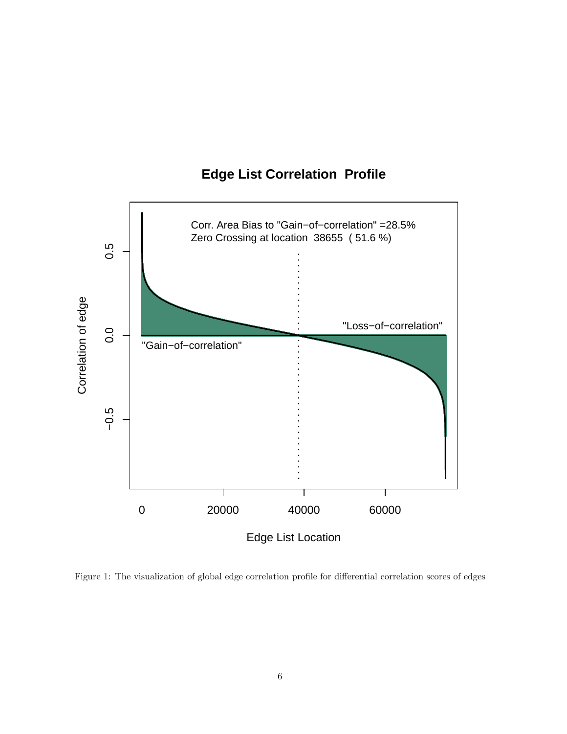Figure 1: The visualization of global edge correlation profile for differential correlation scores of edges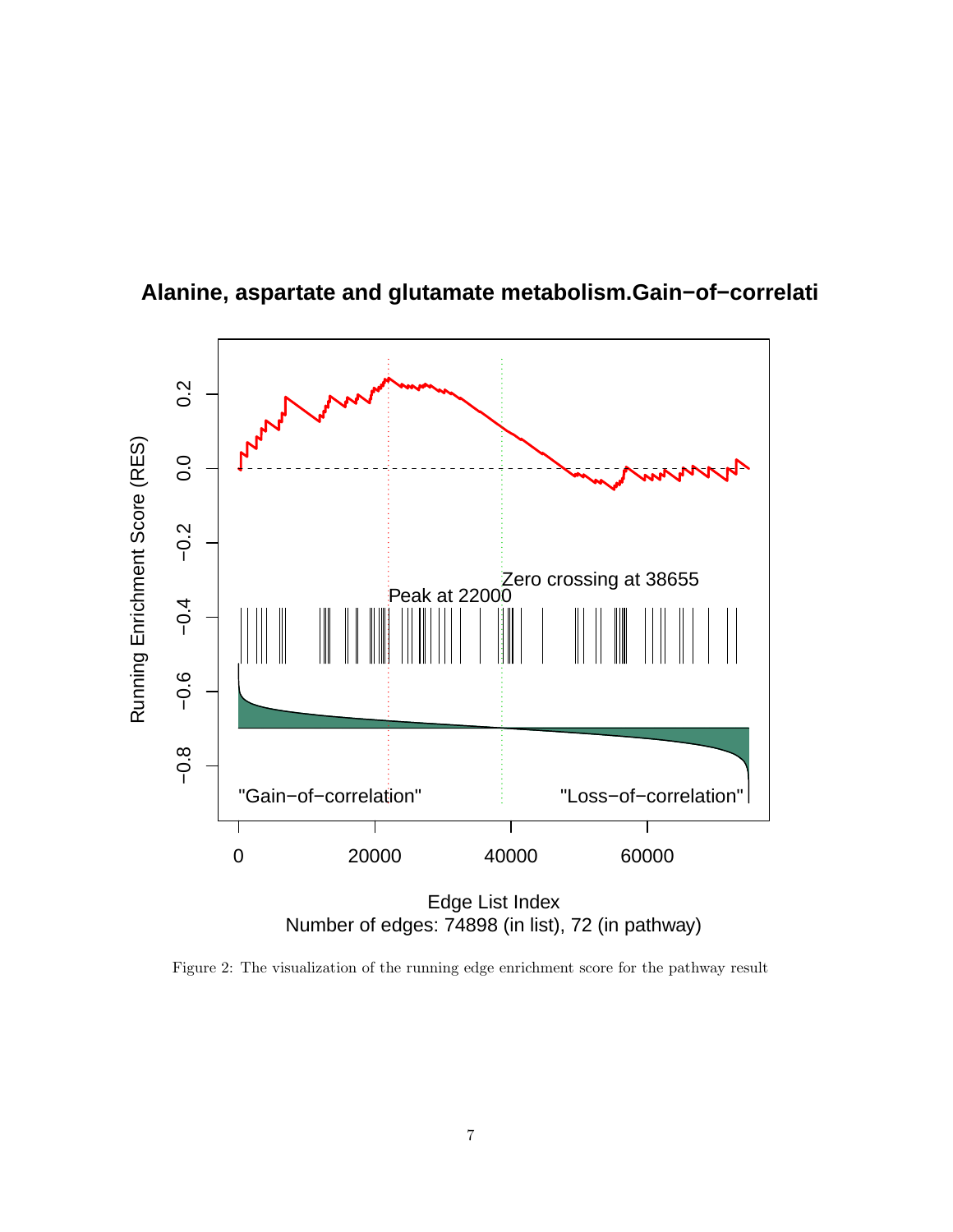**Alanine, aspartate and glutamate metabolism.Gain−of−correlati**

Running Enrichment Score (RES)

Peak at 22000

Zero crossing at 38655

"Gain−of−correlation"

"Loss−of−correlation"

Edge List Index
Number of edges: 74898 (in list), 72 (in pathway)

Figure 2: The visualization of the running edge enrichment score for the pathway result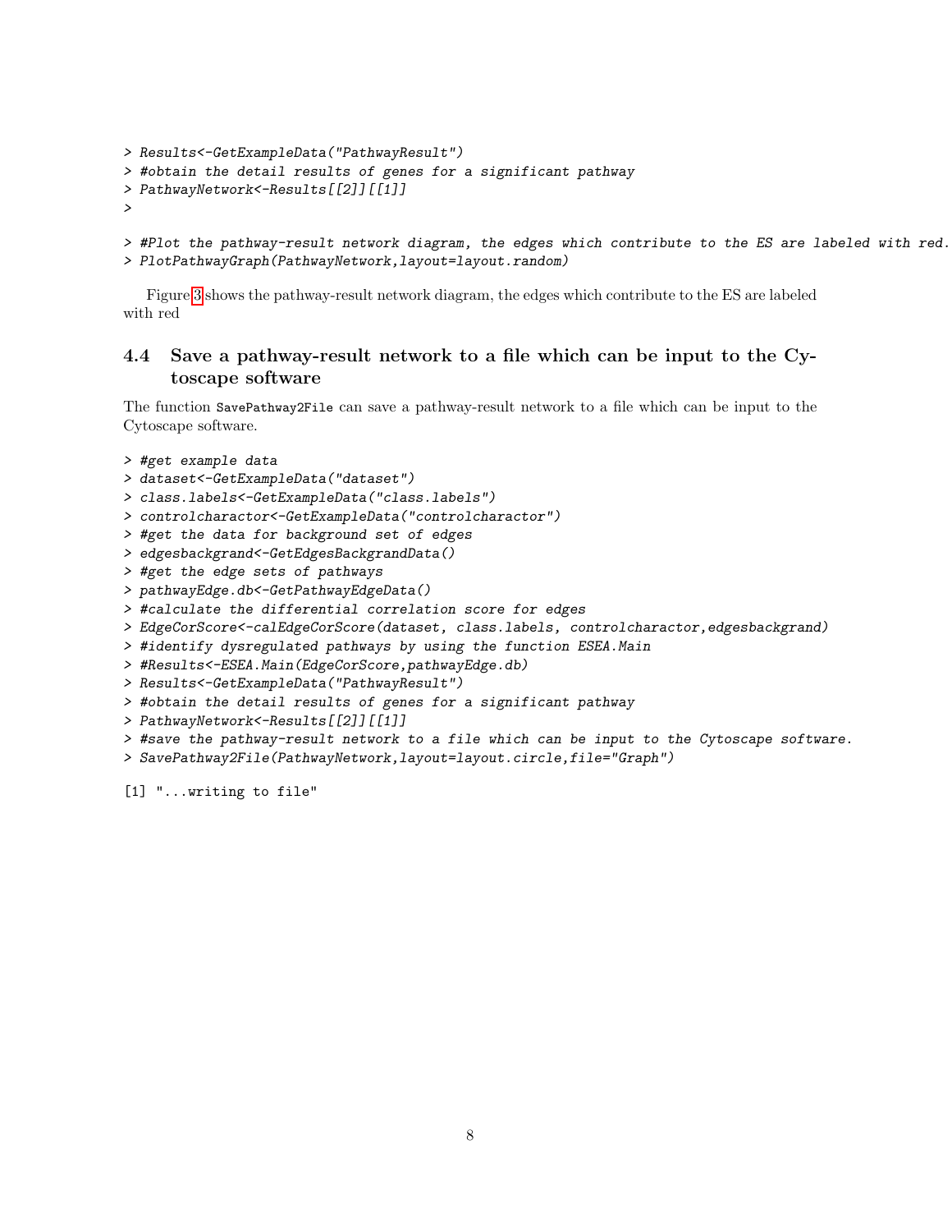```
> Results<-GetExampleData("PathwayResult")
> #obtain the detail results of genes for a significant pathway
> PathwayNetwork<-Results[[2]][[1]]
>
> #Plot the pathway-result network diagram, the edges which contribute to the ES are labeled with red.
> PlotPathwayGraph(PathwayNetwork,layout=layout.random)
```

Figure 3 shows the pathway-result network diagram, the edges which contribute to the ES are labeled with red

### 4.4 Save a pathway-result network to a file which can be input to the Cytoscape software

The function `SavePathway2File` can save a pathway-result network to a file which can be input to the Cytoscape software.

```
> #get example data
> dataset<-GetExampleData("dataset")
> class.labels<-GetExampleData("class.labels")
> controlcharactor<-GetExampleData("controlcharactor")
> #get the data for background set of edges
> edgesbackgrand<-GetEdgesBackgrandData()
> #get the edge sets of pathways
> pathwayEdge.db<-GetPathwayEdgeData()
> #calculate the differential correlation score for edges
> EdgeCorScore<-calEdgeCorScore(dataset, class.labels, controlcharactor,edgesbackgrand)
> #identify dysregulated pathways by using the function ESEA.Main
> #Results<-ESEA.Main(EdgeCorScore,pathwayEdge.db)
> Results<-GetExampleData("PathwayResult")
> #obtain the detail results of genes for a significant pathway
> PathwayNetwork<-Results[[2]][[1]]
> #save the pathway-result network to a file which can be input to the Cytoscape software.
> SavePathway2File(PathwayNetwork,layout=layout.circle,file="Graph")

[1] "...writing to file"
```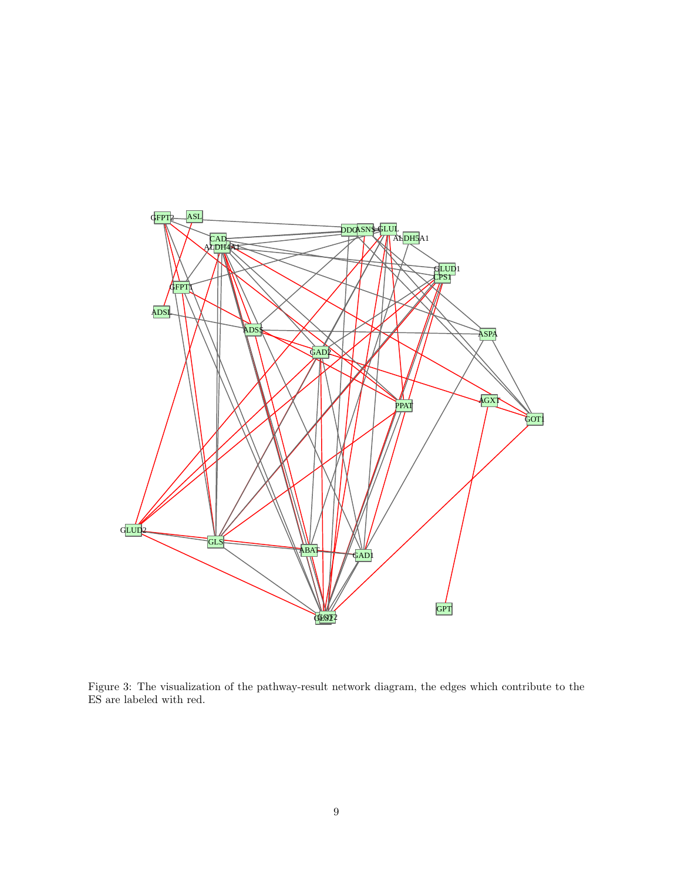Figure 3: The visualization of the pathway-result network diagram, the edges which contribute to the ES are labeled with red.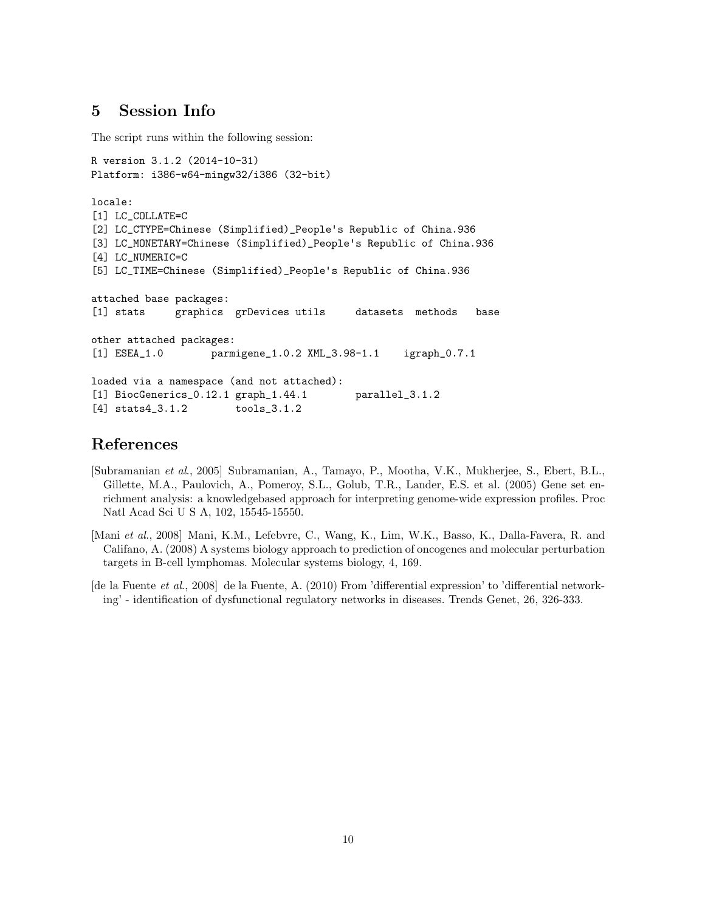## 5 Session Info

The script runs within the following session:

```
R version 3.1.2 (2014-10-31)
Platform: i386-w64-mingw32/i386 (32-bit)

locale:
[1] LC_COLLATE=C
[2] LC_CTYPE=Chinese (Simplified)_People's Republic of China.936
[3] LC_MONETARY=Chinese (Simplified)_People's Republic of China.936
[4] LC_NUMERIC=C
[5] LC_TIME=Chinese (Simplified)_People's Republic of China.936

attached base packages:
[1] stats     graphics  grDevices utils     datasets  methods   base

other attached packages:
[1] ESEA_1.0        parmigene_1.0.2 XML_3.98-1.1    igraph_0.7.1

loaded via a namespace (and not attached):
[1] BiocGenerics_0.12.1 graph_1.44.1        parallel_3.1.2
[4] stats4_3.1.2        tools_3.1.2
```

## References

[Subramanian *et al.*, 2005] Subramanian, A., Tamayo, P., Mootha, V.K., Mukherjee, S., Ebert, B.L., Gillette, M.A., Paulovich, A., Pomeroy, S.L., Golub, T.R., Lander, E.S. et al. (2005) Gene set enrichment analysis: a knowledgebased approach for interpreting genome-wide expression profiles. Proc Natl Acad Sci U S A, 102, 15545-15550.

[Mani *et al.*, 2008] Mani, K.M., Lefebvre, C., Wang, K., Lim, W.K., Basso, K., Dalla-Favera, R. and Califano, A. (2008) A systems biology approach to prediction of oncogenes and molecular perturbation targets in B-cell lymphomas. Molecular systems biology, 4, 169.

[de la Fuente *et al.*, 2008] de la Fuente, A. (2010) From 'differential expression' to 'differential networking' - identification of dysfunctional regulatory networks in diseases. Trends Genet, 26, 326-333.